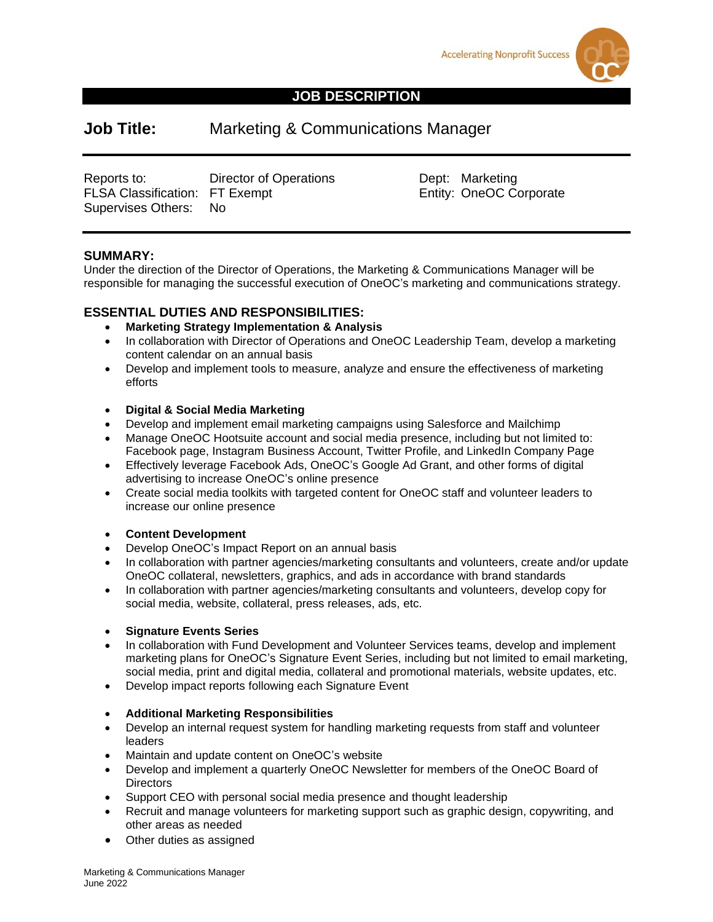Accelerating Nonprofit Success

# JOB DESCRIPTION

## Job Title: Marketing & Communications Manager

| | | | |
|---|---|---|---|
| Reports to: | Director of Operations | Dept: | Marketing |
| FLSA Classification: | FT Exempt | Entity: | OneOC Corporate |
| Supervises Others: | No | | |

### SUMMARY:

Under the direction of the Director of Operations, the Marketing & Communications Manager will be responsible for managing the successful execution of OneOC's marketing and communications strategy.

### ESSENTIAL DUTIES AND RESPONSIBILITIES:

- **Marketing Strategy Implementation & Analysis**
- In collaboration with Director of Operations and OneOC Leadership Team, develop a marketing content calendar on an annual basis
- Develop and implement tools to measure, analyze and ensure the effectiveness of marketing efforts

- **Digital & Social Media Marketing**
- Develop and implement email marketing campaigns using Salesforce and Mailchimp
- Manage OneOC Hootsuite account and social media presence, including but not limited to: Facebook page, Instagram Business Account, Twitter Profile, and LinkedIn Company Page
- Effectively leverage Facebook Ads, OneOC's Google Ad Grant, and other forms of digital advertising to increase OneOC's online presence
- Create social media toolkits with targeted content for OneOC staff and volunteer leaders to increase our online presence

- **Content Development**
- Develop OneOC's Impact Report on an annual basis
- In collaboration with partner agencies/marketing consultants and volunteers, create and/or update OneOC collateral, newsletters, graphics, and ads in accordance with brand standards
- In collaboration with partner agencies/marketing consultants and volunteers, develop copy for social media, website, collateral, press releases, ads, etc.

- **Signature Events Series**
- In collaboration with Fund Development and Volunteer Services teams, develop and implement marketing plans for OneOC's Signature Event Series, including but not limited to email marketing, social media, print and digital media, collateral and promotional materials, website updates, etc.
- Develop impact reports following each Signature Event

- **Additional Marketing Responsibilities**
- Develop an internal request system for handling marketing requests from staff and volunteer leaders
- Maintain and update content on OneOC's website
- Develop and implement a quarterly OneOC Newsletter for members of the OneOC Board of Directors
- Support CEO with personal social media presence and thought leadership
- Recruit and manage volunteers for marketing support such as graphic design, copywriting, and other areas as needed
- Other duties as assigned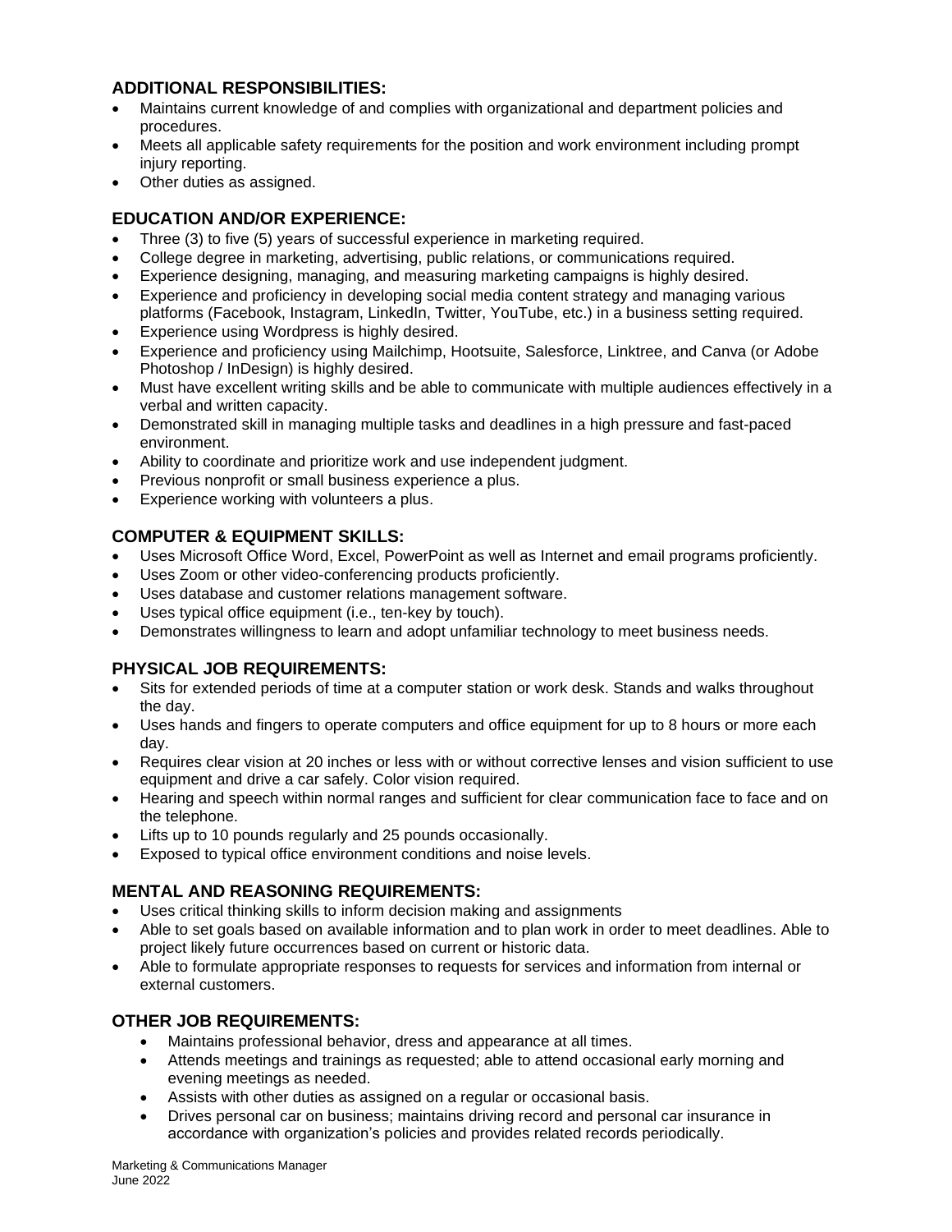## ADDITIONAL RESPONSIBILITIES:

- Maintains current knowledge of and complies with organizational and department policies and procedures.
- Meets all applicable safety requirements for the position and work environment including prompt injury reporting.
- Other duties as assigned.

## EDUCATION AND/OR EXPERIENCE:

- Three (3) to five (5) years of successful experience in marketing required.
- College degree in marketing, advertising, public relations, or communications required.
- Experience designing, managing, and measuring marketing campaigns is highly desired.
- Experience and proficiency in developing social media content strategy and managing various platforms (Facebook, Instagram, LinkedIn, Twitter, YouTube, etc.) in a business setting required.
- Experience using Wordpress is highly desired.
- Experience and proficiency using Mailchimp, Hootsuite, Salesforce, Linktree, and Canva (or Adobe Photoshop / InDesign) is highly desired.
- Must have excellent writing skills and be able to communicate with multiple audiences effectively in a verbal and written capacity.
- Demonstrated skill in managing multiple tasks and deadlines in a high pressure and fast-paced environment.
- Ability to coordinate and prioritize work and use independent judgment.
- Previous nonprofit or small business experience a plus.
- Experience working with volunteers a plus.

## COMPUTER & EQUIPMENT SKILLS:

- Uses Microsoft Office Word, Excel, PowerPoint as well as Internet and email programs proficiently.
- Uses Zoom or other video-conferencing products proficiently.
- Uses database and customer relations management software.
- Uses typical office equipment (i.e., ten-key by touch).
- Demonstrates willingness to learn and adopt unfamiliar technology to meet business needs.

## PHYSICAL JOB REQUIREMENTS:

- Sits for extended periods of time at a computer station or work desk. Stands and walks throughout the day.
- Uses hands and fingers to operate computers and office equipment for up to 8 hours or more each day.
- Requires clear vision at 20 inches or less with or without corrective lenses and vision sufficient to use equipment and drive a car safely. Color vision required.
- Hearing and speech within normal ranges and sufficient for clear communication face to face and on the telephone.
- Lifts up to 10 pounds regularly and 25 pounds occasionally.
- Exposed to typical office environment conditions and noise levels.

## MENTAL AND REASONING REQUIREMENTS:

- Uses critical thinking skills to inform decision making and assignments
- Able to set goals based on available information and to plan work in order to meet deadlines. Able to project likely future occurrences based on current or historic data.
- Able to formulate appropriate responses to requests for services and information from internal or external customers.

## OTHER JOB REQUIREMENTS:

- Maintains professional behavior, dress and appearance at all times.
- Attends meetings and trainings as requested; able to attend occasional early morning and evening meetings as needed.
- Assists with other duties as assigned on a regular or occasional basis.
- Drives personal car on business; maintains driving record and personal car insurance in accordance with organization's policies and provides related records periodically.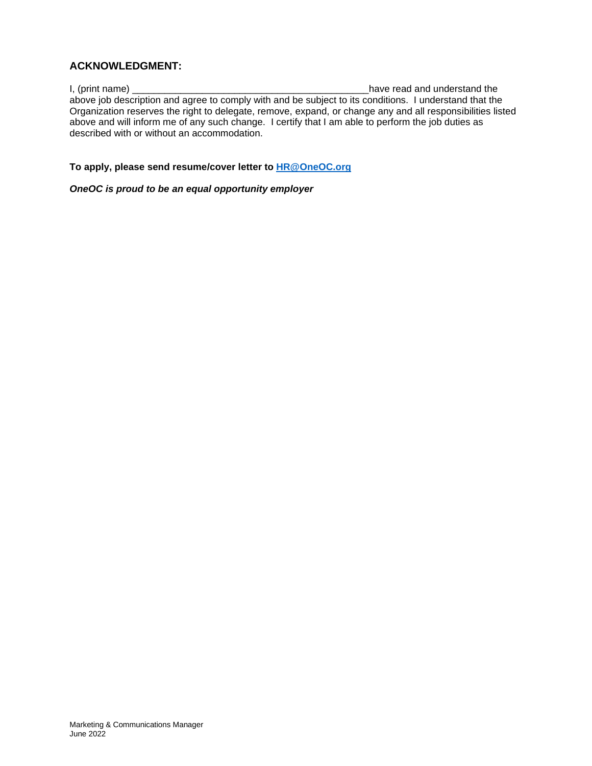## ACKNOWLEDGMENT:

I, (print name) _____________________________________________have read and understand the above job description and agree to comply with and be subject to its conditions. I understand that the Organization reserves the right to delegate, remove, expand, or change any and all responsibilities listed above and will inform me of any such change. I certify that I am able to perform the job duties as described with or without an accommodation.

**To apply, please send resume/cover letter to HR@OneOC.org**

***OneOC is proud to be an equal opportunity employer***